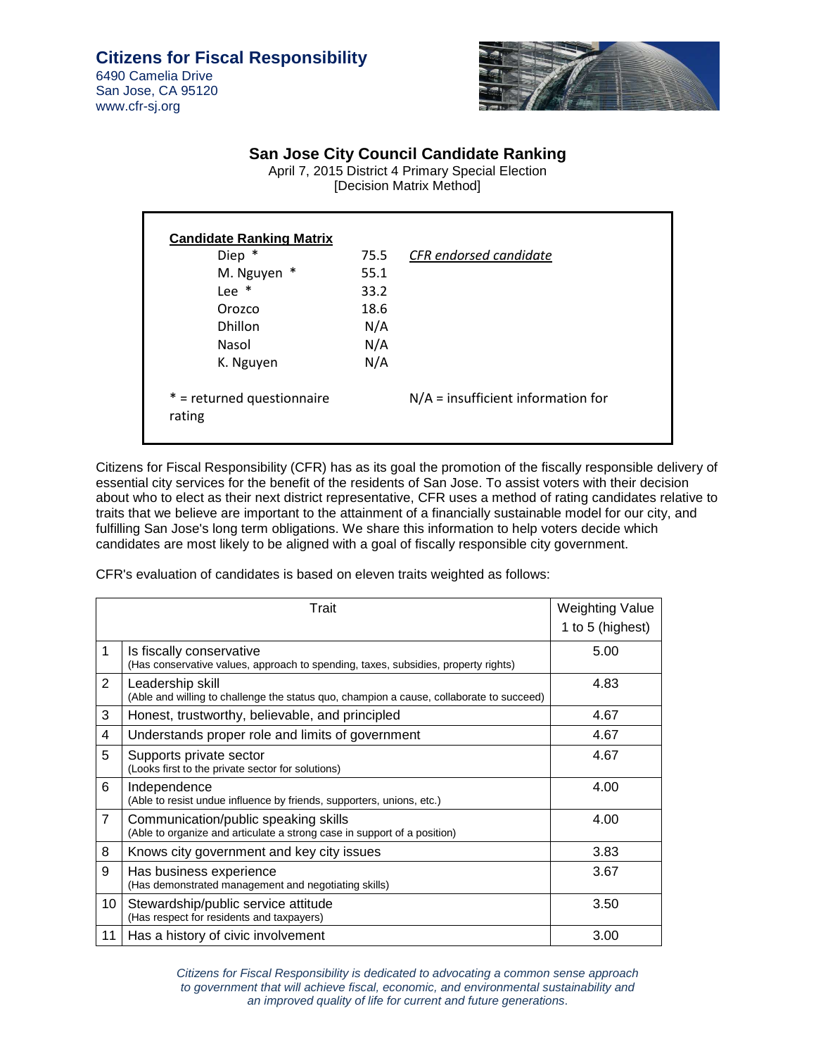**Citizens for Fiscal Responsibility**
6490 Camelia Drive
San Jose, CA 95120
www.cfr-sj.org

## San Jose City Council Candidate Ranking

April 7, 2015 District 4 Primary Special Election
[Decision Matrix Method]

**Candidate Ranking Matrix**

| Candidate | Score | |
|---|---|---|
| Diep * | 75.5 | *CFR endorsed candidate* |
| M. Nguyen * | 55.1 | |
| Lee * | 33.2 | |
| Orozco | 18.6 | |
| Dhillon | N/A | |
| Nasol | N/A | |
| K. Nguyen | N/A | |

* = returned questionnaire | N/A = insufficient information for rating

Citizens for Fiscal Responsibility (CFR) has as its goal the promotion of the fiscally responsible delivery of essential city services for the benefit of the residents of San Jose. To assist voters with their decision about who to elect as their next district representative, CFR uses a method of rating candidates relative to traits that we believe are important to the attainment of a financially sustainable model for our city, and fulfilling San Jose's long term obligations. We share this information to help voters decide which candidates are most likely to be aligned with a goal of fiscally responsible city government.

CFR's evaluation of candidates is based on eleven traits weighted as follows:

| | Trait | Weighting Value 1 to 5 (highest) |
|---|---|---|
| 1 | Is fiscally conservative (Has conservative values, approach to spending, taxes, subsidies, property rights) | 5.00 |
| 2 | Leadership skill (Able and willing to challenge the status quo, champion a cause, collaborate to succeed) | 4.83 |
| 3 | Honest, trustworthy, believable, and principled | 4.67 |
| 4 | Understands proper role and limits of government | 4.67 |
| 5 | Supports private sector (Looks first to the private sector for solutions) | 4.67 |
| 6 | Independence (Able to resist undue influence by friends, supporters, unions, etc.) | 4.00 |
| 7 | Communication/public speaking skills (Able to organize and articulate a strong case in support of a position) | 4.00 |
| 8 | Knows city government and key city issues | 3.83 |
| 9 | Has business experience (Has demonstrated management and negotiating skills) | 3.67 |
| 10 | Stewardship/public service attitude (Has respect for residents and taxpayers) | 3.50 |
| 11 | Has a history of civic involvement | 3.00 |

*Citizens for Fiscal Responsibility is dedicated to advocating a common sense approach to government that will achieve fiscal, economic, and environmental sustainability and an improved quality of life for current and future generations.*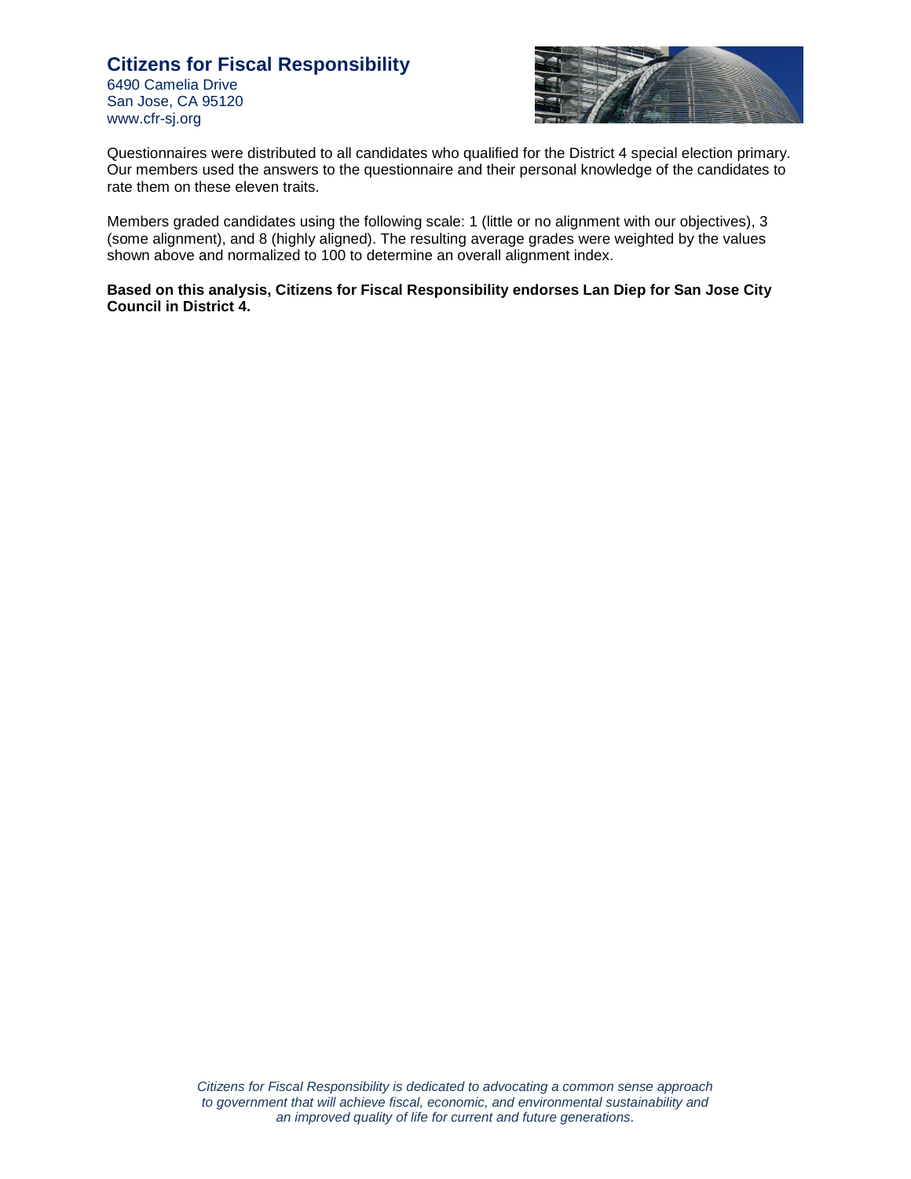**Citizens for Fiscal Responsibility**
6490 Camelia Drive
San Jose, CA 95120
www.cfr-sj.org

Questionnaires were distributed to all candidates who qualified for the District 4 special election primary. Our members used the answers to the questionnaire and their personal knowledge of the candidates to rate them on these eleven traits.

Members graded candidates using the following scale: 1 (little or no alignment with our objectives), 3 (some alignment), and 8 (highly aligned). The resulting average grades were weighted by the values shown above and normalized to 100 to determine an overall alignment index.

**Based on this analysis, Citizens for Fiscal Responsibility endorses Lan Diep for San Jose City Council in District 4.**

*Citizens for Fiscal Responsibility is dedicated to advocating a common sense approach to government that will achieve fiscal, economic, and environmental sustainability and an improved quality of life for current and future generations.*